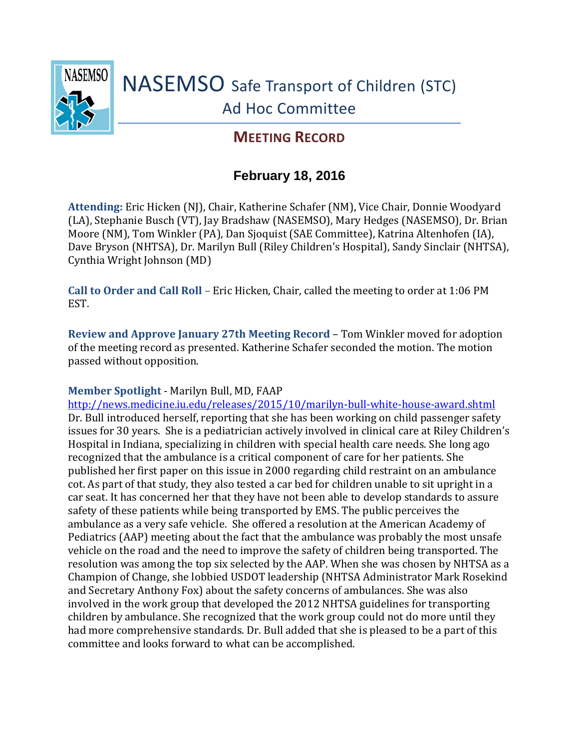# NASEMSO Safe Transport of Children (STC) Ad Hoc Committee

## MEETING RECORD

### February 18, 2016

**Attending:** Eric Hicken (NJ), Chair, Katherine Schafer (NM), Vice Chair, Donnie Woodyard (LA), Stephanie Busch (VT), Jay Bradshaw (NASEMSO), Mary Hedges (NASEMSO), Dr. Brian Moore (NM), Tom Winkler (PA), Dan Sjoquist (SAE Committee), Katrina Altenhofen (IA), Dave Bryson (NHTSA), Dr. Marilyn Bull (Riley Children's Hospital), Sandy Sinclair (NHTSA), Cynthia Wright Johnson (MD)

**Call to Order and Call Roll** – Eric Hicken, Chair, called the meeting to order at 1:06 PM EST.

**Review and Approve January 27th Meeting Record** – Tom Winkler moved for adoption of the meeting record as presented. Katherine Schafer seconded the motion. The motion passed without opposition.

**Member Spotlight** - Marilyn Bull, MD, FAAP
http://news.medicine.iu.edu/releases/2015/10/marilyn-bull-white-house-award.shtml
Dr. Bull introduced herself, reporting that she has been working on child passenger safety issues for 30 years. She is a pediatrician actively involved in clinical care at Riley Children's Hospital in Indiana, specializing in children with special health care needs. She long ago recognized that the ambulance is a critical component of care for her patients. She published her first paper on this issue in 2000 regarding child restraint on an ambulance cot. As part of that study, they also tested a car bed for children unable to sit upright in a car seat. It has concerned her that they have not been able to develop standards to assure safety of these patients while being transported by EMS. The public perceives the ambulance as a very safe vehicle. She offered a resolution at the American Academy of Pediatrics (AAP) meeting about the fact that the ambulance was probably the most unsafe vehicle on the road and the need to improve the safety of children being transported. The resolution was among the top six selected by the AAP. When she was chosen by NHTSA as a Champion of Change, she lobbied USDOT leadership (NHTSA Administrator Mark Rosekind and Secretary Anthony Fox) about the safety concerns of ambulances. She was also involved in the work group that developed the 2012 NHTSA guidelines for transporting children by ambulance. She recognized that the work group could not do more until they had more comprehensive standards. Dr. Bull added that she is pleased to be a part of this committee and looks forward to what can be accomplished.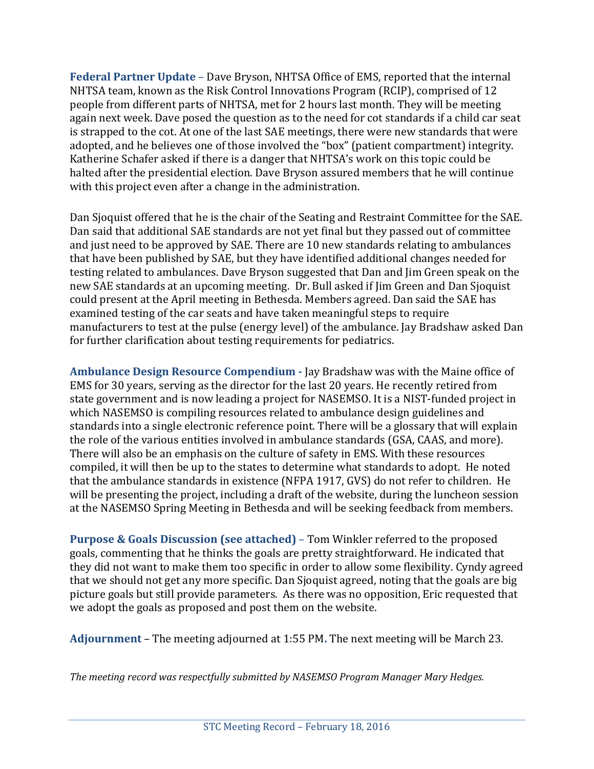**Federal Partner Update** – Dave Bryson, NHTSA Office of EMS, reported that the internal NHTSA team, known as the Risk Control Innovations Program (RCIP), comprised of 12 people from different parts of NHTSA, met for 2 hours last month. They will be meeting again next week. Dave posed the question as to the need for cot standards if a child car seat is strapped to the cot. At one of the last SAE meetings, there were new standards that were adopted, and he believes one of those involved the "box" (patient compartment) integrity. Katherine Schafer asked if there is a danger that NHTSA's work on this topic could be halted after the presidential election. Dave Bryson assured members that he will continue with this project even after a change in the administration.

Dan Sjoquist offered that he is the chair of the Seating and Restraint Committee for the SAE. Dan said that additional SAE standards are not yet final but they passed out of committee and just need to be approved by SAE. There are 10 new standards relating to ambulances that have been published by SAE, but they have identified additional changes needed for testing related to ambulances. Dave Bryson suggested that Dan and Jim Green speak on the new SAE standards at an upcoming meeting. Dr. Bull asked if Jim Green and Dan Sjoquist could present at the April meeting in Bethesda. Members agreed. Dan said the SAE has examined testing of the car seats and have taken meaningful steps to require manufacturers to test at the pulse (energy level) of the ambulance. Jay Bradshaw asked Dan for further clarification about testing requirements for pediatrics.

**Ambulance Design Resource Compendium -** Jay Bradshaw was with the Maine office of EMS for 30 years, serving as the director for the last 20 years. He recently retired from state government and is now leading a project for NASEMSO. It is a NIST-funded project in which NASEMSO is compiling resources related to ambulance design guidelines and standards into a single electronic reference point. There will be a glossary that will explain the role of the various entities involved in ambulance standards (GSA, CAAS, and more). There will also be an emphasis on the culture of safety in EMS. With these resources compiled, it will then be up to the states to determine what standards to adopt. He noted that the ambulance standards in existence (NFPA 1917, GVS) do not refer to children. He will be presenting the project, including a draft of the website, during the luncheon session at the NASEMSO Spring Meeting in Bethesda and will be seeking feedback from members.

**Purpose & Goals Discussion (see attached)** – Tom Winkler referred to the proposed goals, commenting that he thinks the goals are pretty straightforward. He indicated that they did not want to make them too specific in order to allow some flexibility. Cyndy agreed that we should not get any more specific. Dan Sjoquist agreed, noting that the goals are big picture goals but still provide parameters. As there was no opposition, Eric requested that we adopt the goals as proposed and post them on the website.

**Adjournment** – The meeting adjourned at 1:55 PM**.** The next meeting will be March 23.

*The meeting record was respectfully submitted by NASEMSO Program Manager Mary Hedges.*